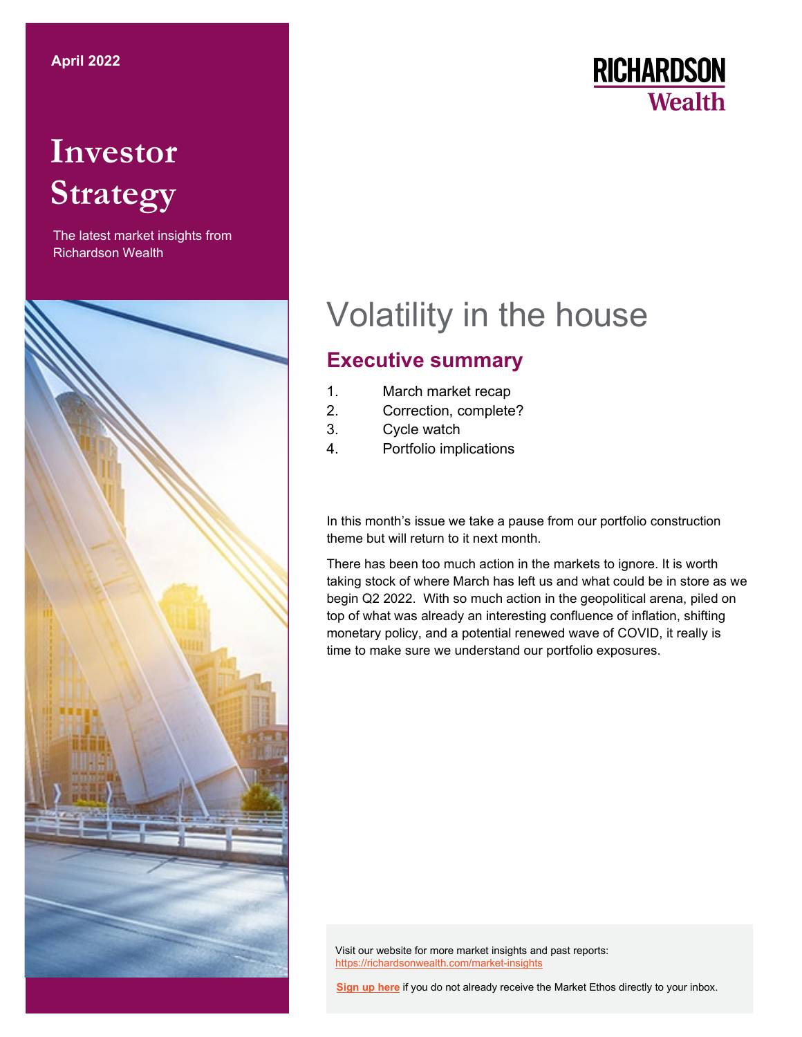April 2022

# Investor Strategy

The latest market insights from Richardson Wealth

RICHARDSON Wealth

# Volatility in the house

## Executive summary

1. March market recap
2. Correction, complete?
3. Cycle watch
4. Portfolio implications

In this month's issue we take a pause from our portfolio construction theme but will return to it next month.

There has been too much action in the markets to ignore. It is worth taking stock of where March has left us and what could be in store as we begin Q2 2022. With so much action in the geopolitical arena, piled on top of what was already an interesting confluence of inflation, shifting monetary policy, and a potential renewed wave of COVID, it really is time to make sure we understand our portfolio exposures.

Visit our website for more market insights and past reports:
https://richardsonwealth.com/market-insights

**Sign up here** if you do not already receive the Market Ethos directly to your inbox.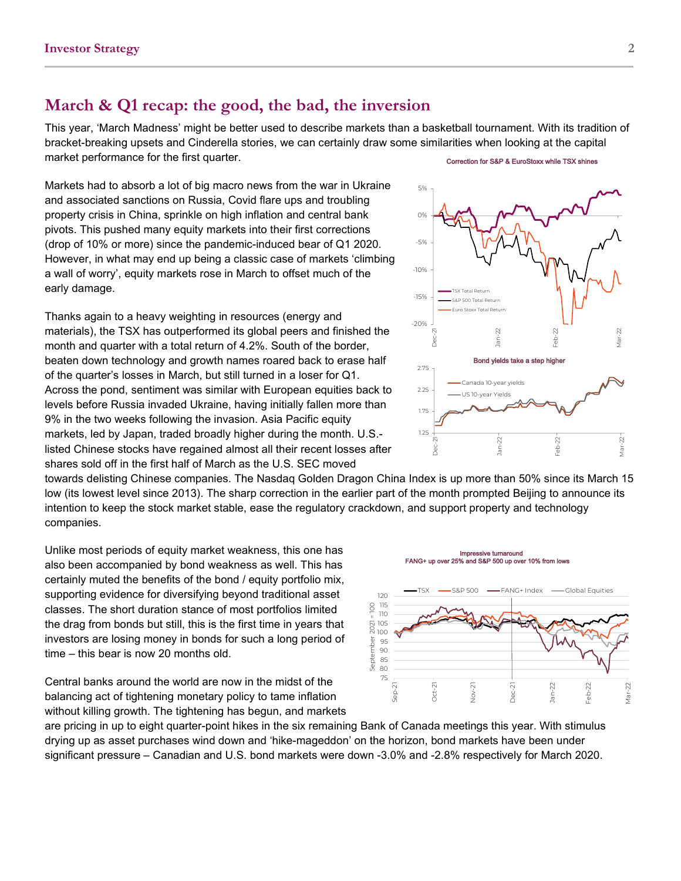## March & Q1 recap: the good, the bad, the inversion

This year, 'March Madness' might be better used to describe markets than a basketball tournament. With its tradition of bracket-breaking upsets and Cinderella stories, we can certainly draw some similarities when looking at the capital market performance for the first quarter.

Markets had to absorb a lot of big macro news from the war in Ukraine and associated sanctions on Russia, Covid flare ups and troubling property crisis in China, sprinkle on high inflation and central bank pivots. This pushed many equity markets into their first corrections (drop of 10% or more) since the pandemic-induced bear of Q1 2020. However, in what may end up being a classic case of markets 'climbing a wall of worry', equity markets rose in March to offset much of the early damage.

Correction for S&P & EuroStoxx while TSX shines

Bond yields take a step higher

Thanks again to a heavy weighting in resources (energy and materials), the TSX has outperformed its global peers and finished the month and quarter with a total return of 4.2%. South of the border, beaten down technology and growth names roared back to erase half of the quarter's losses in March, but still turned in a loser for Q1. Across the pond, sentiment was similar with European equities back to levels before Russia invaded Ukraine, having initially fallen more than 9% in the two weeks following the invasion. Asia Pacific equity markets, led by Japan, traded broadly higher during the month. U.S.-listed Chinese stocks have regained almost all their recent losses after shares sold off in the first half of March as the U.S. SEC moved towards delisting Chinese companies. The Nasdaq Golden Dragon China Index is up more than 50% since its March 15 low (its lowest level since 2013). The sharp correction in the earlier part of the month prompted Beijing to announce its intention to keep the stock market stable, ease the regulatory crackdown, and support property and technology companies.

Unlike most periods of equity market weakness, this one has also been accompanied by bond weakness as well. This has certainly muted the benefits of the bond / equity portfolio mix, supporting evidence for diversifying beyond traditional asset classes. The short duration stance of most portfolios limited the drag from bonds but still, this is the first time in years that investors are losing money in bonds for such a long period of time – this bear is now 20 months old.

Impressive turnaround
FANG+ up over 25% and S&P 500 up over 10% from lows

Central banks around the world are now in the midst of the balancing act of tightening monetary policy to tame inflation without killing growth. The tightening has begun, and markets are pricing in up to eight quarter-point hikes in the six remaining Bank of Canada meetings this year. With stimulus drying up as asset purchases wind down and 'hike-mageddon' on the horizon, bond markets have been under significant pressure – Canadian and U.S. bond markets were down -3.0% and -2.8% respectively for March 2020.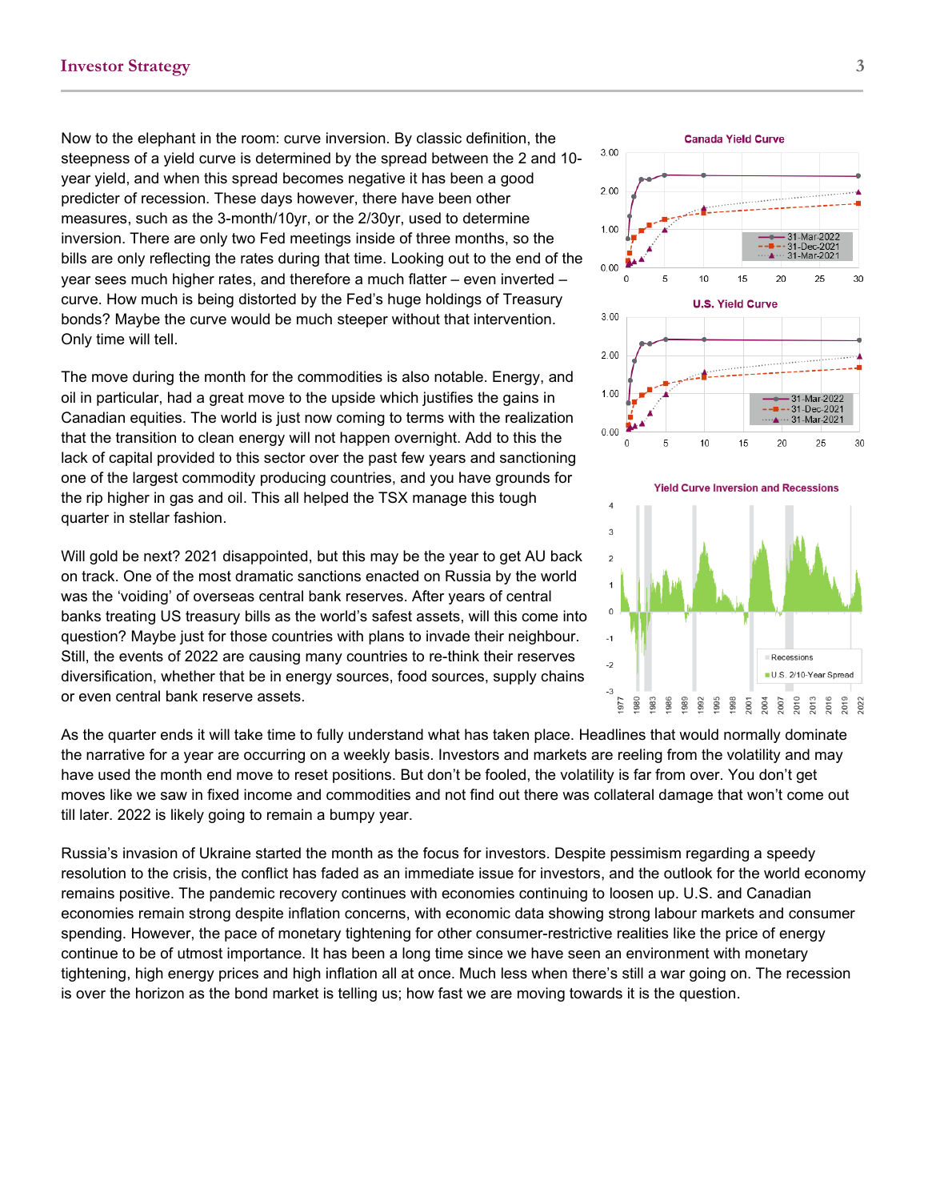Now to the elephant in the room: curve inversion. By classic definition, the steepness of a yield curve is determined by the spread between the 2 and 10-year yield, and when this spread becomes negative it has been a good predicter of recession. These days however, there have been other measures, such as the 3-month/10yr, or the 2/30yr, used to determine inversion. There are only two Fed meetings inside of three months, so the bills are only reflecting the rates during that time. Looking out to the end of the year sees much higher rates, and therefore a much flatter – even inverted – curve. How much is being distorted by the Fed's huge holdings of Treasury bonds? Maybe the curve would be much steeper without that intervention. Only time will tell.

The move during the month for the commodities is also notable. Energy, and oil in particular, had a great move to the upside which justifies the gains in Canadian equities. The world is just now coming to terms with the realization that the transition to clean energy will not happen overnight. Add to this the lack of capital provided to this sector over the past few years and sanctioning one of the largest commodity producing countries, and you have grounds for the rip higher in gas and oil. This all helped the TSX manage this tough quarter in stellar fashion.

Will gold be next? 2021 disappointed, but this may be the year to get AU back on track. One of the most dramatic sanctions enacted on Russia by the world was the 'voiding' of overseas central bank reserves. After years of central banks treating US treasury bills as the world's safest assets, will this come into question? Maybe just for those countries with plans to invade their neighbour. Still, the events of 2022 are causing many countries to re-think their reserves diversification, whether that be in energy sources, food sources, supply chains or even central bank reserve assets.

As the quarter ends it will take time to fully understand what has taken place. Headlines that would normally dominate the narrative for a year are occurring on a weekly basis. Investors and markets are reeling from the volatility and may have used the month end move to reset positions. But don't be fooled, the volatility is far from over. You don't get moves like we saw in fixed income and commodities and not find out there was collateral damage that won't come out till later. 2022 is likely going to remain a bumpy year.

Russia's invasion of Ukraine started the month as the focus for investors. Despite pessimism regarding a speedy resolution to the crisis, the conflict has faded as an immediate issue for investors, and the outlook for the world economy remains positive. The pandemic recovery continues with economies continuing to loosen up. U.S. and Canadian economies remain strong despite inflation concerns, with economic data showing strong labour markets and consumer spending. However, the pace of monetary tightening for other consumer-restrictive realities like the price of energy continue to be of utmost importance. It has been a long time since we have seen an environment with monetary tightening, high energy prices and high inflation all at once. Much less when there's still a war going on. The recession is over the horizon as the bond market is telling us; how fast we are moving towards it is the question.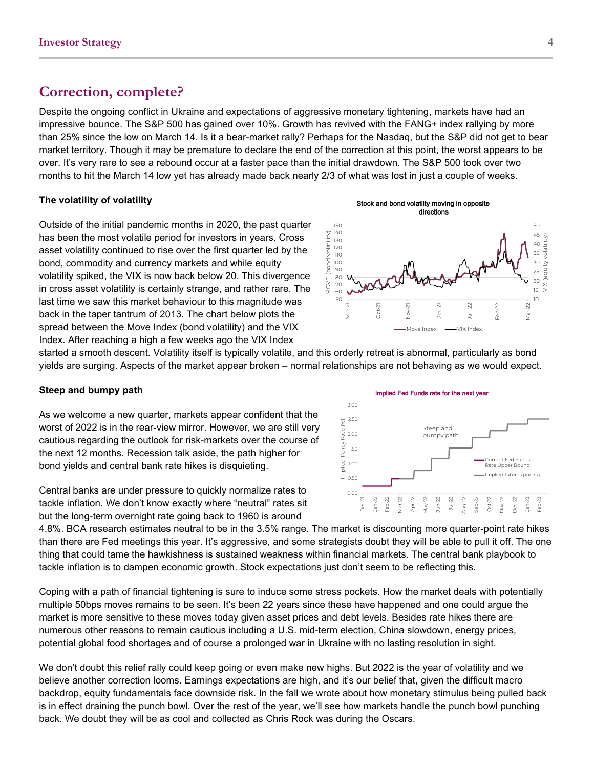## Correction, complete?

Despite the ongoing conflict in Ukraine and expectations of aggressive monetary tightening, markets have had an impressive bounce. The S&P 500 has gained over 10%. Growth has revived with the FANG+ index rallying by more than 25% since the low on March 14. Is it a bear-market rally? Perhaps for the Nasdaq, but the S&P did not get to bear market territory. Though it may be premature to declare the end of the correction at this point, the worst appears to be over. It's very rare to see a rebound occur at a faster pace than the initial drawdown. The S&P 500 took over two months to hit the March 14 low yet has already made back nearly 2/3 of what was lost in just a couple of weeks.

### The volatility of volatility

Outside of the initial pandemic months in 2020, the past quarter has been the most volatile period for investors in years. Cross asset volatility continued to rise over the first quarter led by the bond, commodity and currency markets and while equity volatility spiked, the VIX is now back below 20. This divergence in cross asset volatility is certainly strange, and rather rare. The last time we saw this market behaviour to this magnitude was back in the taper tantrum of 2013. The chart below plots the spread between the Move Index (bond volatility) and the VIX Index. After reaching a high a few weeks ago the VIX Index started a smooth descent. Volatility itself is typically volatile, and this orderly retreat is abnormal, particularly as bond yields are surging. Aspects of the market appear broken – normal relationships are not behaving as we would expect.

Stock and bond volatility moving in opposite directions

### Steep and bumpy path

As we welcome a new quarter, markets appear confident that the worst of 2022 is in the rear-view mirror. However, we are still very cautious regarding the outlook for risk-markets over the course of the next 12 months. Recession talk aside, the path higher for bond yields and central bank rate hikes is disquieting.

Central banks are under pressure to quickly normalize rates to tackle inflation. We don't know exactly where "neutral" rates sit but the long-term overnight rate going back to 1960 is around 4.8%. BCA research estimates neutral to be in the 3.5% range. The market is discounting more quarter-point rate hikes than there are Fed meetings this year. It's aggressive, and some strategists doubt they will be able to pull it off. The one thing that could tame the hawkishness is sustained weakness within financial markets. The central bank playbook to tackle inflation is to dampen economic growth. Stock expectations just don't seem to be reflecting this.

Implied Fed Funds rate for the next year

Coping with a path of financial tightening is sure to induce some stress pockets. How the market deals with potentially multiple 50bps moves remains to be seen. It's been 22 years since these have happened and one could argue the market is more sensitive to these moves today given asset prices and debt levels. Besides rate hikes there are numerous other reasons to remain cautious including a U.S. mid-term election, China slowdown, energy prices, potential global food shortages and of course a prolonged war in Ukraine with no lasting resolution in sight.

We don't doubt this relief rally could keep going or even make new highs. But 2022 is the year of volatility and we believe another correction looms. Earnings expectations are high, and it's our belief that, given the difficult macro backdrop, equity fundamentals face downside risk. In the fall we wrote about how monetary stimulus being pulled back is in effect draining the punch bowl. Over the rest of the year, we'll see how markets handle the punch bowl punching back. We doubt they will be as cool and collected as Chris Rock was during the Oscars.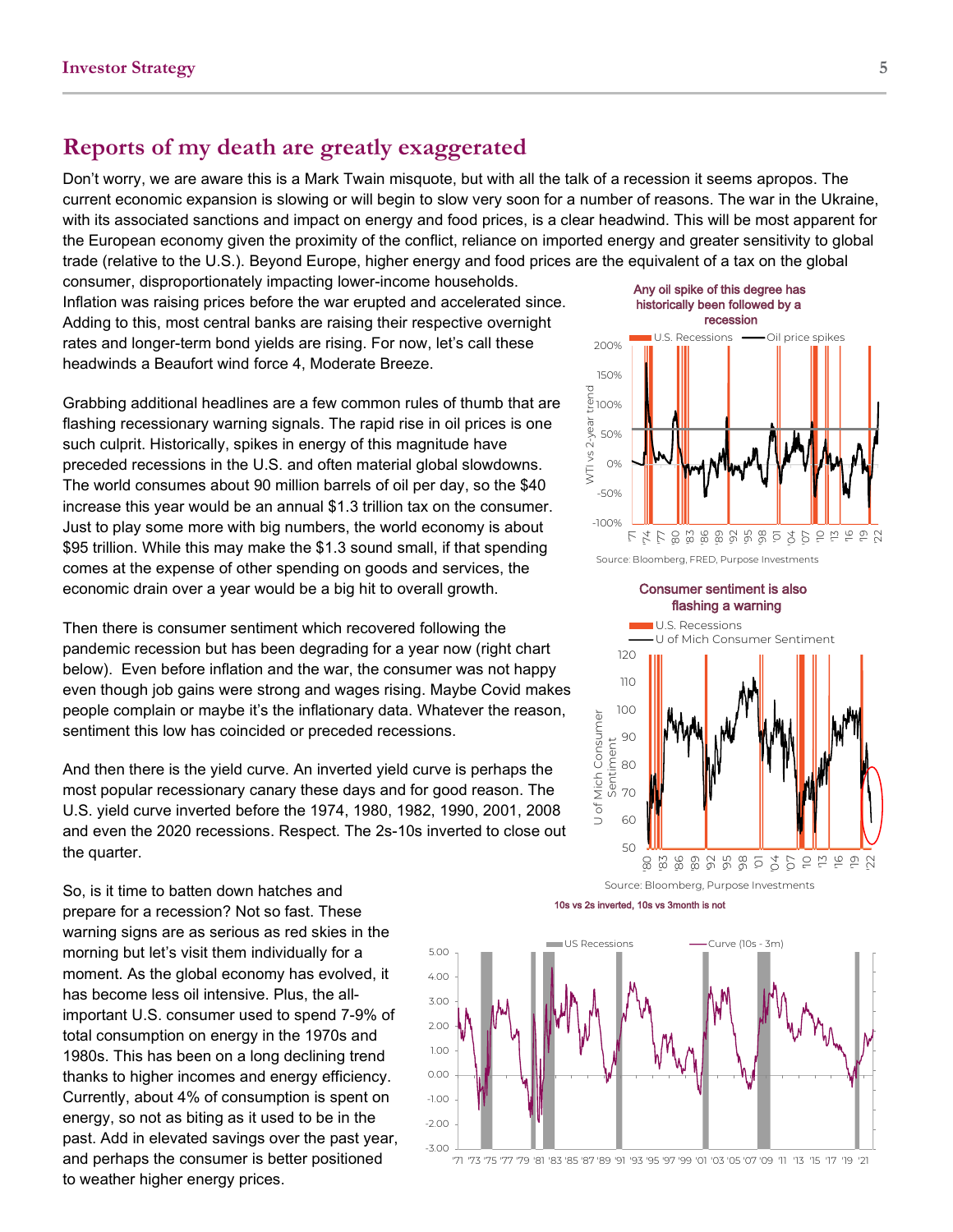## Reports of my death are greatly exaggerated

Don't worry, we are aware this is a Mark Twain misquote, but with all the talk of a recession it seems apropos. The current economic expansion is slowing or will begin to slow very soon for a number of reasons. The war in the Ukraine, with its associated sanctions and impact on energy and food prices, is a clear headwind. This will be most apparent for the European economy given the proximity of the conflict, reliance on imported energy and greater sensitivity to global trade (relative to the U.S.). Beyond Europe, higher energy and food prices are the equivalent of a tax on the global consumer, disproportionately impacting lower-income households. Inflation was raising prices before the war erupted and accelerated since. Adding to this, most central banks are raising their respective overnight rates and longer-term bond yields are rising. For now, let's call these headwinds a Beaufort wind force 4, Moderate Breeze.

Grabbing additional headlines are a few common rules of thumb that are flashing recessionary warning signals. The rapid rise in oil prices is one such culprit. Historically, spikes in energy of this magnitude have preceded recessions in the U.S. and often material global slowdowns. The world consumes about 90 million barrels of oil per day, so the $40 increase this year would be an annual $1.3 trillion tax on the consumer. Just to play some more with big numbers, the world economy is about $95 trillion. While this may make the $1.3 sound small, if that spending comes at the expense of other spending on goods and services, the economic drain over a year would be a big hit to overall growth.

**Any oil spike of this degree has historically been followed by a recession**

Source: Bloomberg, FRED, Purpose Investments

Then there is consumer sentiment which recovered following the pandemic recession but has been degrading for a year now (right chart below). Even before inflation and the war, the consumer was not happy even though job gains were strong and wages rising. Maybe Covid makes people complain or maybe it's the inflationary data. Whatever the reason, sentiment this low has coincided or preceded recessions.

**Consumer sentiment is also flashing a warning**

Source: Bloomberg, Purpose Investments

And then there is the yield curve. An inverted yield curve is perhaps the most popular recessionary canary these days and for good reason. The U.S. yield curve inverted before the 1974, 1980, 1982, 1990, 2001, 2008 and even the 2020 recessions. Respect. The 2s-10s inverted to close out the quarter.

**10s vs 2s inverted, 10s vs 3month is not**

So, is it time to batten down hatches and prepare for a recession? Not so fast. These warning signs are as serious as red skies in the morning but let's visit them individually for a moment. As the global economy has evolved, it has become less oil intensive. Plus, the all-important U.S. consumer used to spend 7-9% of total consumption on energy in the 1970s and 1980s. This has been on a long declining trend thanks to higher incomes and energy efficiency. Currently, about 4% of consumption is spent on energy, so not as biting as it used to be in the past. Add in elevated savings over the past year, and perhaps the consumer is better positioned to weather higher energy prices.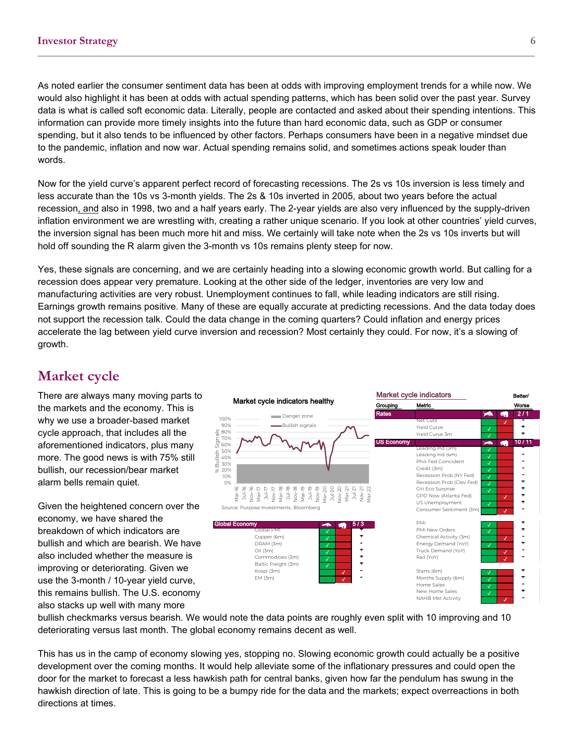As noted earlier the consumer sentiment data has been at odds with improving employment trends for a while now. We would also highlight it has been at odds with actual spending patterns, which has been solid over the past year. Survey data is what is called soft economic data. Literally, people are contacted and asked about their spending intentions. This information can provide more timely insights into the future than hard economic data, such as GDP or consumer spending, but it also tends to be influenced by other factors. Perhaps consumers have been in a negative mindset due to the pandemic, inflation and now war. Actual spending remains solid, and sometimes actions speak louder than words.

Now for the yield curve's apparent perfect record of forecasting recessions. The 2s vs 10s inversion is less timely and less accurate than the 10s vs 3-month yields. The 2s & 10s inverted in 2005, about two years before the actual recession, and also in 1998, two and a half years early. The 2-year yields are also very influenced by the supply-driven inflation environment we are wrestling with, creating a rather unique scenario. If you look at other countries' yield curves, the inversion signal has been much more hit and miss. We certainly will take note when the 2s vs 10s inverts but will hold off sounding the R alarm given the 3-month vs 10s remains plenty steep for now.

Yes, these signals are concerning, and we are certainly heading into a slowing economic growth world. But calling for a recession does appear very premature. Looking at the other side of the ledger, inventories are very low and manufacturing activities are very robust. Unemployment continues to fall, while leading indicators are still rising. Earnings growth remains positive. Many of these are equally accurate at predicting recessions. And the data today does not support the recession talk. Could the data change in the coming quarters? Could inflation and energy prices accelerate the lag between yield curve inversion and recession? Most certainly they could. For now, it's a slowing of growth.

## Market cycle

There are always many moving parts to the markets and the economy. This is why we use a broader-based market cycle approach, that includes all the aforementioned indicators, plus many more. The good news is with 75% still bullish, our recession/bear market alarm bells remain quiet.

Given the heightened concern over the economy, we have shared the breakdown of which indicators are bullish and which are bearish. We have also included whether the measure is improving or deteriorating. Given we use the 3-month / 10-year yield curve, this remains bullish. The U.S. economy also stacks up well with many more bullish checkmarks versus bearish. We would note the data points are roughly even split with 10 improving and 10 deteriorating versus last month. The global economy remains decent as well.

**Market cycle indicators healthy**

Source: Purpose Investments, Bloomberg

**Market cycle indicators**

| Grouping | Metric | Bull | Bear | Better/ Worse |
|---|---|---|---|---|
| Rates | | | | 2 / 1 |
| | Net Cuts | | ✓ | - |
| | Yield Curve | ✓ | | + |
| | Yield Curve 3m | ✓ | | + |
| US Economy | | | | 10 / 11 |
| | Leading Ind (3m) | ✓ | | - |
| | Leading Ind (6m) | ✓ | | - |
| | Phili Fed Coincident | ✓ | | - |
| | Credit (3m) | ✓ | | - |
| | Recession Prob (NY Fed) | ✓ | | - |
| | Recession Prob (Clev Fed) | ✓ | | + |
| | Citi Eco Surprise | ✓ | | + |
| | GPD Now (Atlanta Fed) | | ✓ | + |
| | US Unemployment | ✓ | | + |
| | Consumer Sentiment (3m) | | ✓ | - |
| | PMI | ✓ | | + |
| | PMI New Orders | ✓ | | + |
| | Chemical Activity (3m) | | ✓ | - |
| | Energy Demand (YoY) | ✓ | | + |
| | Truck Demand (YoY) | | ✓ | - |
| | Rail (YoY) | | ✓ | - |
| | Starts (6m) | ✓ | | + |
| | Months Supply (6m) | ✓ | | + |
| | Home Sales | ✓ | | - |
| | New Home Sales | ✓ | | + |
| | NAHB Mkt Activity | | ✓ | - |
| Global Economy | | | | 5 / 3 |
| | Global PMI | ✓ | | + |
| | Copper (6m) | ✓ | | + |
| | DRAM (3m) | ✓ | | - |
| | Oil (3m) | ✓ | | + |
| | Commodities (3m) | ✓ | | + |
| | Baltic Freight (3m) | ✓ | | + |
| | Kospi (3m) | | ✓ | - |
| | EM (3m) | | ✓ | - |

This has us in the camp of economy slowing yes, stopping no. Slowing economic growth could actually be a positive development over the coming months. It would help alleviate some of the inflationary pressures and could open the door for the market to forecast a less hawkish path for central banks, given how far the pendulum has swung in the hawkish direction of late. This is going to be a bumpy ride for the data and the markets; expect overreactions in both directions at times.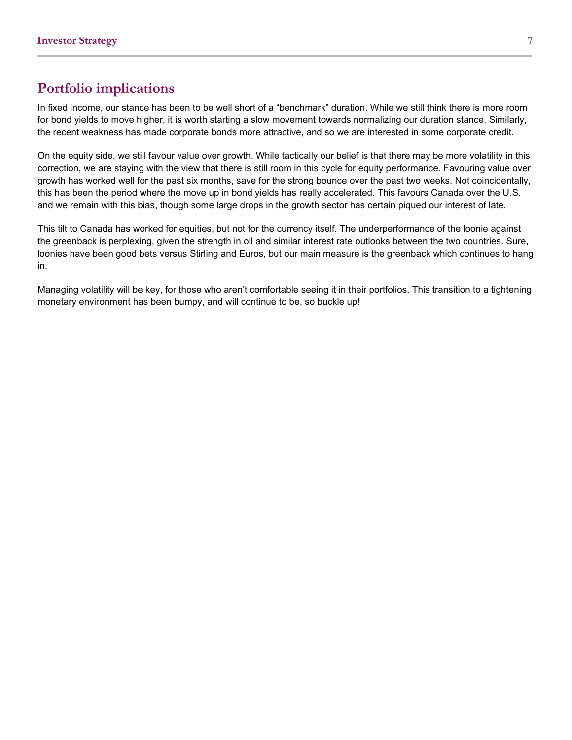## Portfolio implications

In fixed income, our stance has been to be well short of a "benchmark" duration. While we still think there is more room for bond yields to move higher, it is worth starting a slow movement towards normalizing our duration stance. Similarly, the recent weakness has made corporate bonds more attractive, and so we are interested in some corporate credit.

On the equity side, we still favour value over growth. While tactically our belief is that there may be more volatility in this correction, we are staying with the view that there is still room in this cycle for equity performance. Favouring value over growth has worked well for the past six months, save for the strong bounce over the past two weeks. Not coincidentally, this has been the period where the move up in bond yields has really accelerated. This favours Canada over the U.S. and we remain with this bias, though some large drops in the growth sector has certain piqued our interest of late.

This tilt to Canada has worked for equities, but not for the currency itself. The underperformance of the loonie against the greenback is perplexing, given the strength in oil and similar interest rate outlooks between the two countries. Sure, loonies have been good bets versus Stirling and Euros, but our main measure is the greenback which continues to hang in.

Managing volatility will be key, for those who aren't comfortable seeing it in their portfolios. This transition to a tightening monetary environment has been bumpy, and will continue to be, so buckle up!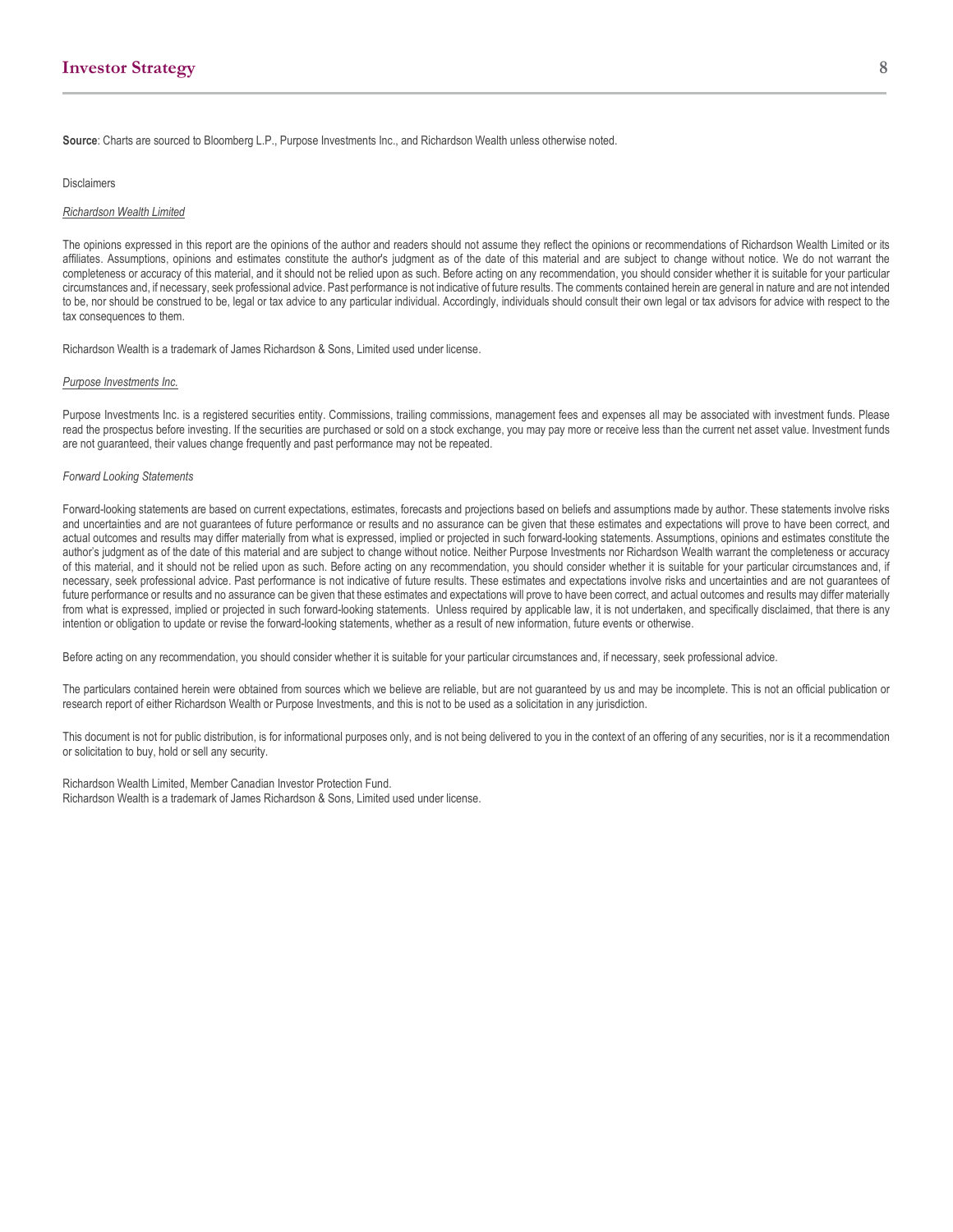**Source**: Charts are sourced to Bloomberg L.P., Purpose Investments Inc., and Richardson Wealth unless otherwise noted.

Disclaimers

*Richardson Wealth Limited*

The opinions expressed in this report are the opinions of the author and readers should not assume they reflect the opinions or recommendations of Richardson Wealth Limited or its affiliates. Assumptions, opinions and estimates constitute the author's judgment as of the date of this material and are subject to change without notice. We do not warrant the completeness or accuracy of this material, and it should not be relied upon as such. Before acting on any recommendation, you should consider whether it is suitable for your particular circumstances and, if necessary, seek professional advice. Past performance is not indicative of future results. The comments contained herein are general in nature and are not intended to be, nor should be construed to be, legal or tax advice to any particular individual. Accordingly, individuals should consult their own legal or tax advisors for advice with respect to the tax consequences to them.

Richardson Wealth is a trademark of James Richardson & Sons, Limited used under license.

*Purpose Investments Inc.*

Purpose Investments Inc. is a registered securities entity. Commissions, trailing commissions, management fees and expenses all may be associated with investment funds. Please read the prospectus before investing. If the securities are purchased or sold on a stock exchange, you may pay more or receive less than the current net asset value. Investment funds are not guaranteed, their values change frequently and past performance may not be repeated.

*Forward Looking Statements*

Forward-looking statements are based on current expectations, estimates, forecasts and projections based on beliefs and assumptions made by author. These statements involve risks and uncertainties and are not guarantees of future performance or results and no assurance can be given that these estimates and expectations will prove to have been correct, and actual outcomes and results may differ materially from what is expressed, implied or projected in such forward-looking statements. Assumptions, opinions and estimates constitute the author's judgment as of the date of this material and are subject to change without notice. Neither Purpose Investments nor Richardson Wealth warrant the completeness or accuracy of this material, and it should not be relied upon as such. Before acting on any recommendation, you should consider whether it is suitable for your particular circumstances and, if necessary, seek professional advice. Past performance is not indicative of future results. These estimates and expectations involve risks and uncertainties and are not guarantees of future performance or results and no assurance can be given that these estimates and expectations will prove to have been correct, and actual outcomes and results may differ materially from what is expressed, implied or projected in such forward-looking statements. Unless required by applicable law, it is not undertaken, and specifically disclaimed, that there is any intention or obligation to update or revise the forward-looking statements, whether as a result of new information, future events or otherwise.

Before acting on any recommendation, you should consider whether it is suitable for your particular circumstances and, if necessary, seek professional advice.

The particulars contained herein were obtained from sources which we believe are reliable, but are not guaranteed by us and may be incomplete. This is not an official publication or research report of either Richardson Wealth or Purpose Investments, and this is not to be used as a solicitation in any jurisdiction.

This document is not for public distribution, is for informational purposes only, and is not being delivered to you in the context of an offering of any securities, nor is it a recommendation or solicitation to buy, hold or sell any security.

Richardson Wealth Limited, Member Canadian Investor Protection Fund.
Richardson Wealth is a trademark of James Richardson & Sons, Limited used under license.